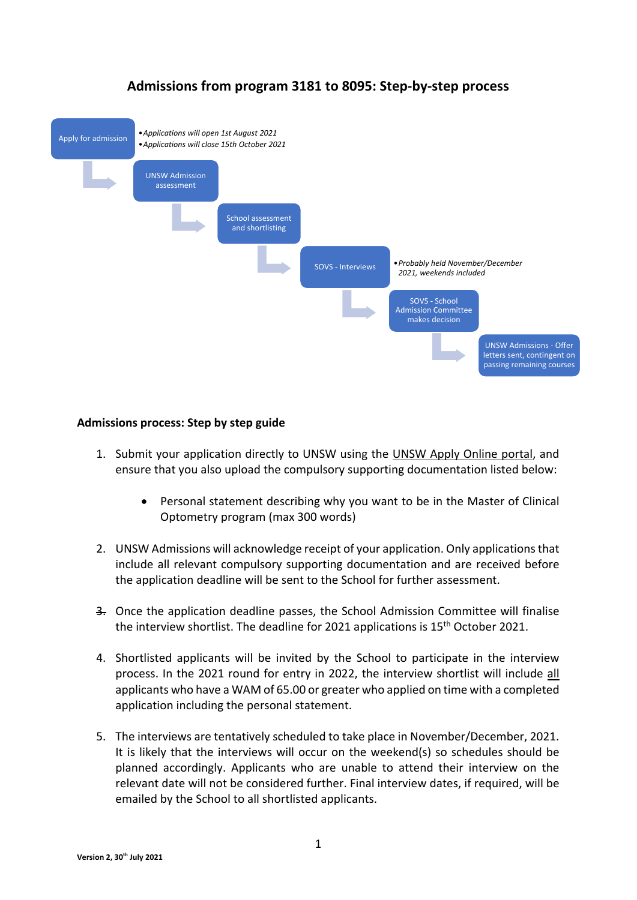## Admissions from program 3181 to 8095: Step-by-step process

Apply for admission

- *Applications will open 1st August 2021*
- *Applications will close 15th October 2021*

UNSW Admission assessment

School assessment and shortlisting

SOVS - Interviews

- *Probably held November/December 2021, weekends included*

SOVS - School Admission Committee makes decision

UNSW Admissions - Offer letters sent, contingent on passing remaining courses

### Admissions process: Step by step guide

1. Submit your application directly to UNSW using the UNSW Apply Online portal, and ensure that you also upload the compulsory supporting documentation listed below:

   - Personal statement describing why you want to be in the Master of Clinical Optometry program (max 300 words)

2. UNSW Admissions will acknowledge receipt of your application. Only applications that include all relevant compulsory supporting documentation and are received before the application deadline will be sent to the School for further assessment.

3. Once the application deadline passes, the School Admission Committee will finalise the interview shortlist. The deadline for 2021 applications is 15th October 2021.

4. Shortlisted applicants will be invited by the School to participate in the interview process. In the 2021 round for entry in 2022, the interview shortlist will include all applicants who have a WAM of 65.00 or greater who applied on time with a completed application including the personal statement.

5. The interviews are tentatively scheduled to take place in November/December, 2021. It is likely that the interviews will occur on the weekend(s) so schedules should be planned accordingly. Applicants who are unable to attend their interview on the relevant date will not be considered further. Final interview dates, if required, will be emailed by the School to all shortlisted applicants.

**Version 2, 30th July 2021**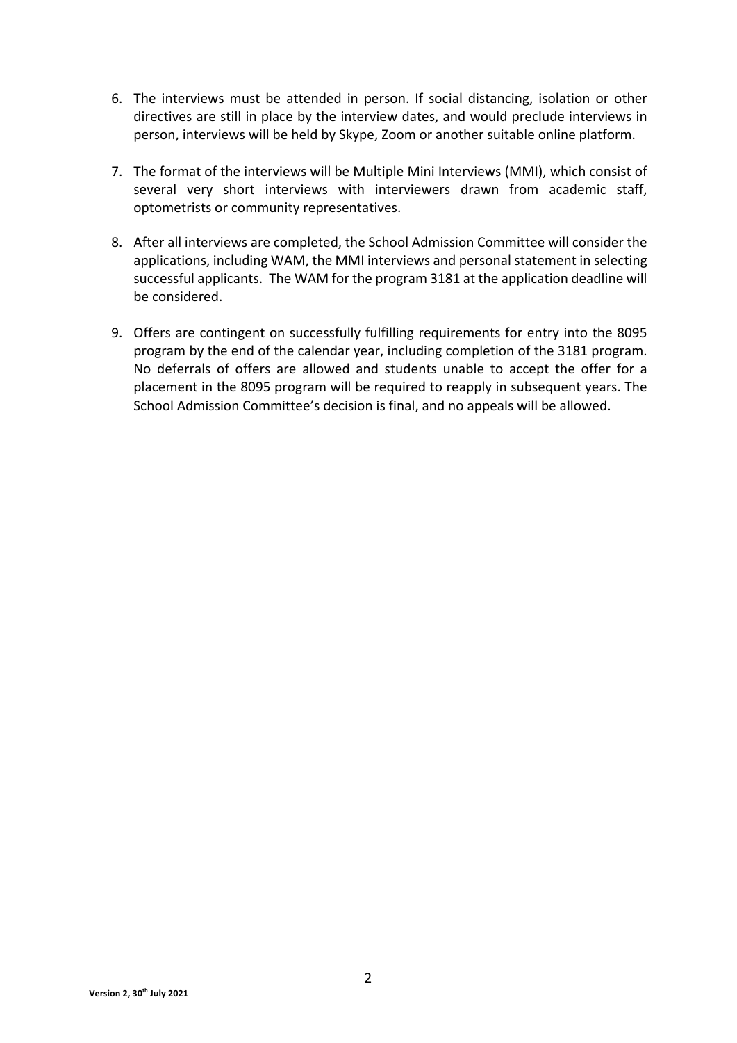6. The interviews must be attended in person. If social distancing, isolation or other directives are still in place by the interview dates, and would preclude interviews in person, interviews will be held by Skype, Zoom or another suitable online platform.

7. The format of the interviews will be Multiple Mini Interviews (MMI), which consist of several very short interviews with interviewers drawn from academic staff, optometrists or community representatives.

8. After all interviews are completed, the School Admission Committee will consider the applications, including WAM, the MMI interviews and personal statement in selecting successful applicants. The WAM for the program 3181 at the application deadline will be considered.

9. Offers are contingent on successfully fulfilling requirements for entry into the 8095 program by the end of the calendar year, including completion of the 3181 program. No deferrals of offers are allowed and students unable to accept the offer for a placement in the 8095 program will be required to reapply in subsequent years. The School Admission Committee's decision is final, and no appeals will be allowed.